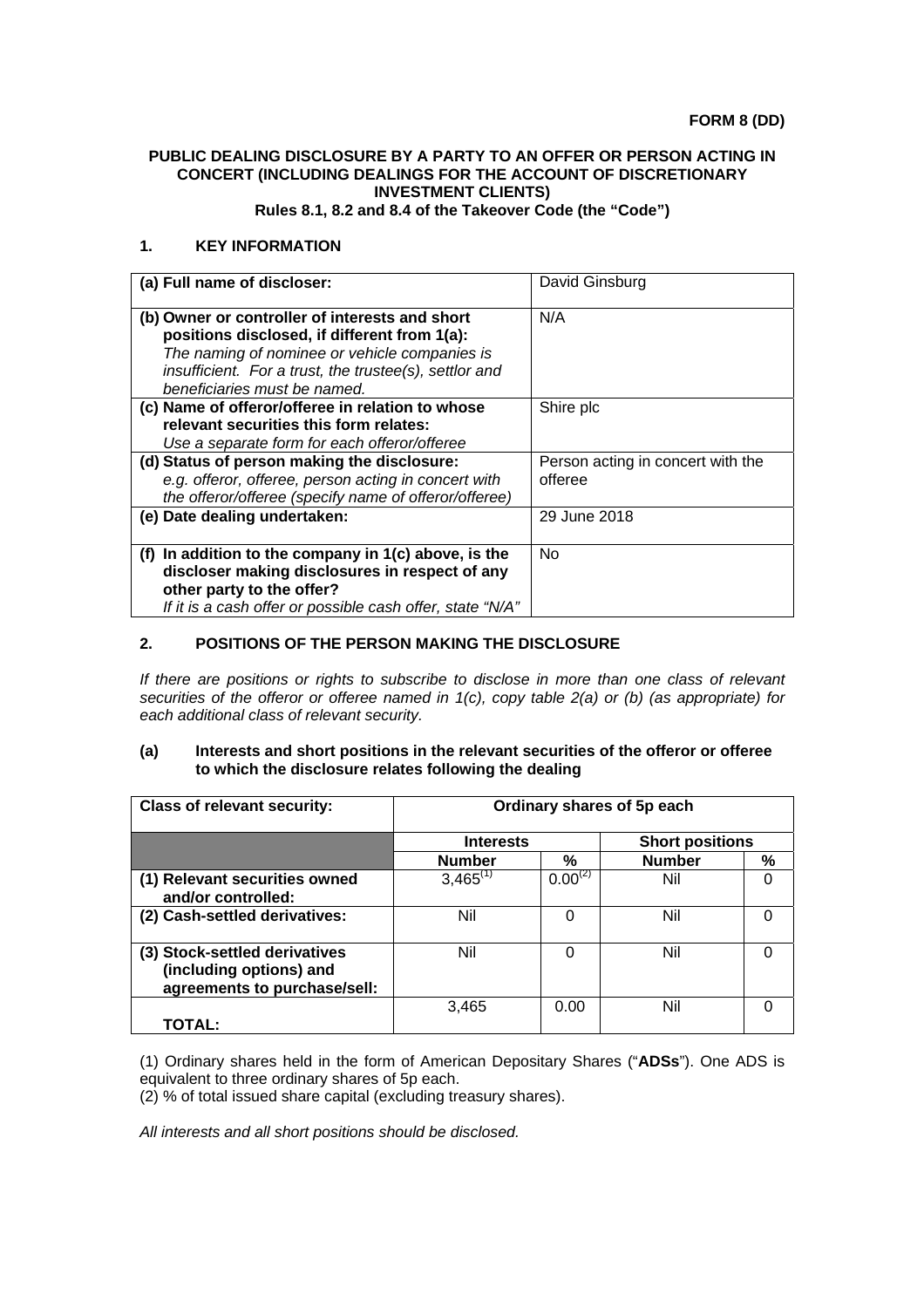**FORM 8 (DD)**

**PUBLIC DEALING DISCLOSURE BY A PARTY TO AN OFFER OR PERSON ACTING IN CONCERT (INCLUDING DEALINGS FOR THE ACCOUNT OF DISCRETIONARY INVESTMENT CLIENTS)**
**Rules 8.1, 8.2 and 8.4 of the Takeover Code (the "Code")**

## 1. KEY INFORMATION

| | |
|---|---|
| **(a) Full name of discloser:** | David Ginsburg |
| **(b) Owner or controller of interests and short positions disclosed, if different from 1(a):** *The naming of nominee or vehicle companies is insufficient. For a trust, the trustee(s), settlor and beneficiaries must be named.* | N/A |
| **(c) Name of offeror/offeree in relation to whose relevant securities this form relates:** *Use a separate form for each offeror/offeree* | Shire plc |
| **(d) Status of person making the disclosure:** *e.g. offeror, offeree, person acting in concert with the offeror/offeree (specify name of offeror/offeree)* | Person acting in concert with the offeree |
| **(e) Date dealing undertaken:** | 29 June 2018 |
| **(f) In addition to the company in 1(c) above, is the discloser making disclosures in respect of any other party to the offer?** *If it is a cash offer or possible cash offer, state "N/A"* | No |

## 2. POSITIONS OF THE PERSON MAKING THE DISCLOSURE

*If there are positions or rights to subscribe to disclose in more than one class of relevant securities of the offeror or offeree named in 1(c), copy table 2(a) or (b) (as appropriate) for each additional class of relevant security.*

### (a) Interests and short positions in the relevant securities of the offeror or offeree to which the disclosure relates following the dealing

| **Class of relevant security:** | **Ordinary shares of 5p each** | | | |
|---|---|---|---|---|
| | **Interests** | | **Short positions** | |
| | **Number** | **%** | **Number** | **%** |
| **(1) Relevant securities owned and/or controlled:** | 3,465[(1)] | 0.00[(2)] | Nil | 0 |
| **(2) Cash-settled derivatives:** | Nil | 0 | Nil | 0 |
| **(3) Stock-settled derivatives (including options) and agreements to purchase/sell:** | Nil | 0 | Nil | 0 |
| **TOTAL:** | 3,465 | 0.00 | Nil | 0 |

(1) Ordinary shares held in the form of American Depositary Shares ("**ADSs**"). One ADS is equivalent to three ordinary shares of 5p each.
(2) % of total issued share capital (excluding treasury shares).

*All interests and all short positions should be disclosed.*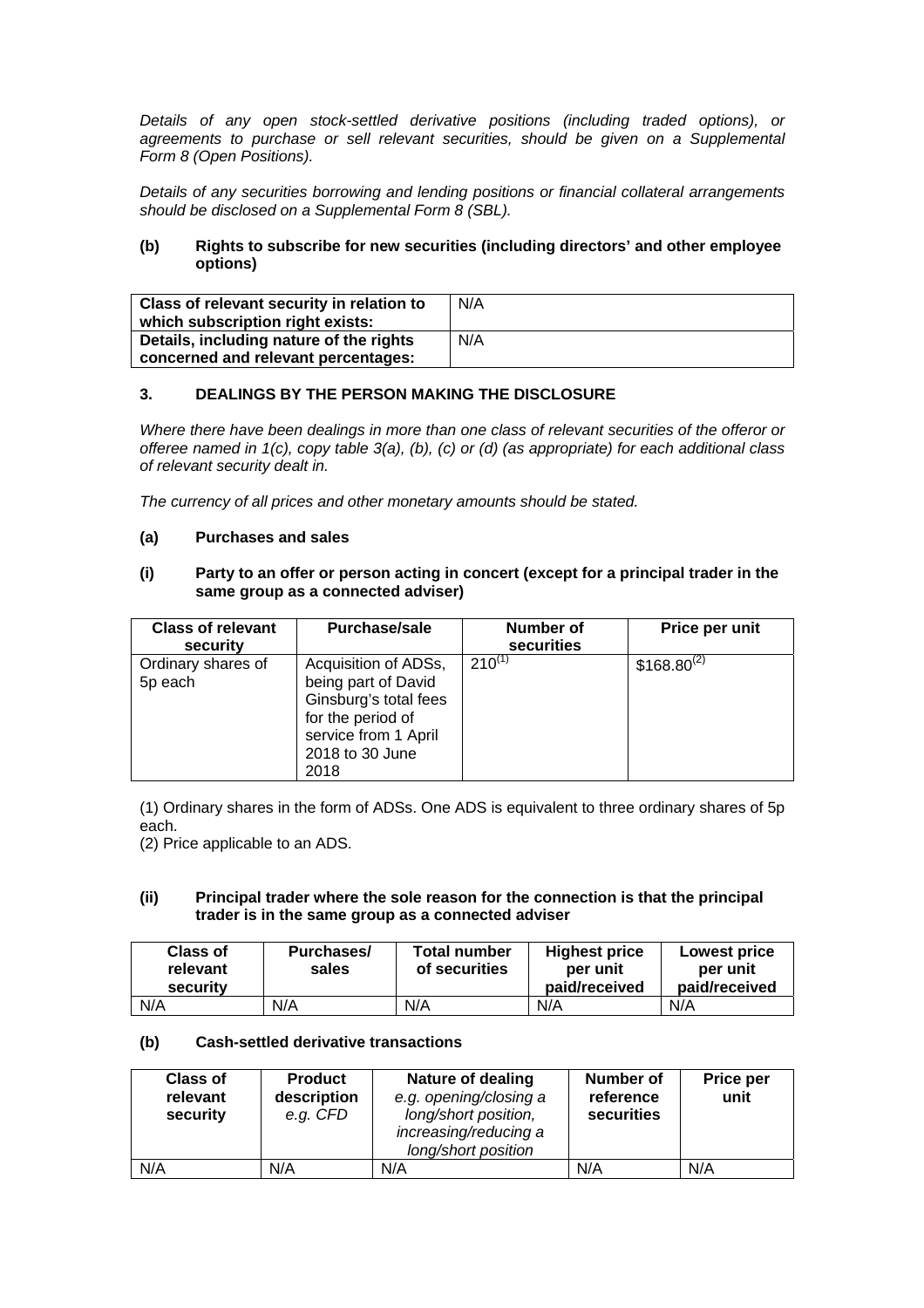*Details of any open stock-settled derivative positions (including traded options), or agreements to purchase or sell relevant securities, should be given on a Supplemental Form 8 (Open Positions).*

*Details of any securities borrowing and lending positions or financial collateral arrangements should be disclosed on a Supplemental Form 8 (SBL).*

**(b) Rights to subscribe for new securities (including directors' and other employee options)**

| | |
|---|---|
| **Class of relevant security in relation to which subscription right exists:** | N/A |
| **Details, including nature of the rights concerned and relevant percentages:** | N/A |

## 3. DEALINGS BY THE PERSON MAKING THE DISCLOSURE

*Where there have been dealings in more than one class of relevant securities of the offeror or offeree named in 1(c), copy table 3(a), (b), (c) or (d) (as appropriate) for each additional class of relevant security dealt in.*

*The currency of all prices and other monetary amounts should be stated.*

**(a) Purchases and sales**

**(i) Party to an offer or person acting in concert (except for a principal trader in the same group as a connected adviser)**

| Class of relevant security | Purchase/sale | Number of securities | Price per unit |
|---|---|---|---|
| Ordinary shares of 5p each | Acquisition of ADSs, being part of David Ginsburg's total fees for the period of service from 1 April 2018 to 30 June 2018 | 210[1] | $168.80[2] |

(1) Ordinary shares in the form of ADSs. One ADS is equivalent to three ordinary shares of 5p each.
(2) Price applicable to an ADS.

**(ii) Principal trader where the sole reason for the connection is that the principal trader is in the same group as a connected adviser**

| Class of relevant security | Purchases/ sales | Total number of securities | Highest price per unit paid/received | Lowest price per unit paid/received |
|---|---|---|---|---|
| N/A | N/A | N/A | N/A | N/A |

**(b) Cash-settled derivative transactions**

| Class of relevant security | Product description *e.g. CFD* | Nature of dealing *e.g. opening/closing a long/short position, increasing/reducing a long/short position* | Number of reference securities | Price per unit |
|---|---|---|---|---|
| N/A | N/A | N/A | N/A | N/A |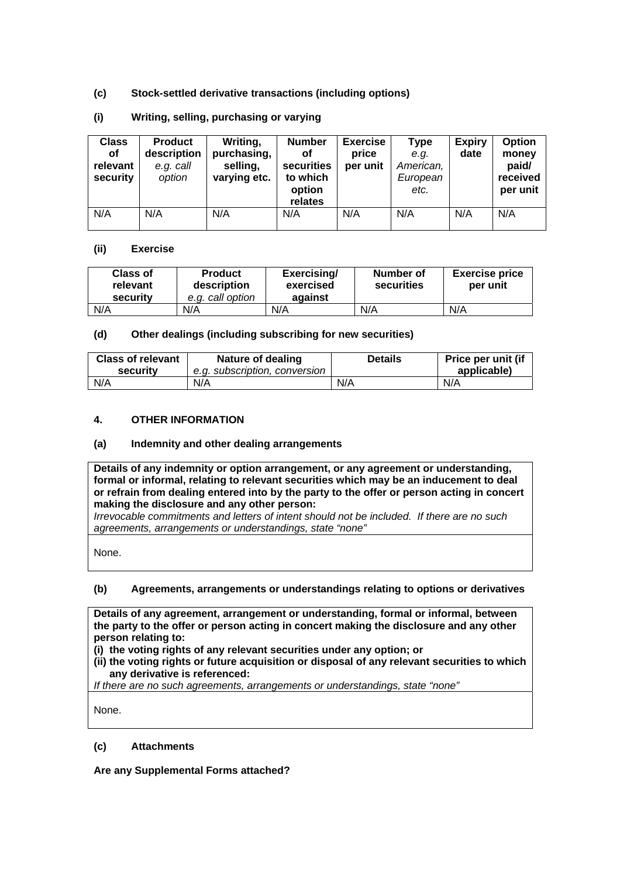**(c) Stock-settled derivative transactions (including options)**

**(i) Writing, selling, purchasing or varying**

| Class of relevant security | Product description *e.g. call option* | Writing, purchasing, selling, varying etc. | Number of securities to which option relates | Exercise price per unit | Type *e.g. American, European etc.* | Expiry date | Option money paid/ received per unit |
|---|---|---|---|---|---|---|---|
| N/A | N/A | N/A | N/A | N/A | N/A | N/A | N/A |

**(ii) Exercise**

| Class of relevant security | Product description *e.g. call option* | Exercising/ exercised against | Number of securities | Exercise price per unit |
|---|---|---|---|---|
| N/A | N/A | N/A | N/A | N/A |

**(d) Other dealings (including subscribing for new securities)**

| Class of relevant security | Nature of dealing *e.g. subscription, conversion* | Details | Price per unit (if applicable) |
|---|---|---|---|
| N/A | N/A | N/A | N/A |

## 4. OTHER INFORMATION

**(a) Indemnity and other dealing arrangements**

| **Details of any indemnity or option arrangement, or any agreement or understanding, formal or informal, relating to relevant securities which may be an inducement to deal or refrain from dealing entered into by the party to the offer or person acting in concert making the disclosure and any other person:** *Irrevocable commitments and letters of intent should not be included. If there are no such agreements, arrangements or understandings, state "none"* |
|---|
| None. |

**(b) Agreements, arrangements or understandings relating to options or derivatives**

| **Details of any agreement, arrangement or understanding, formal or informal, between the party to the offer or person acting in concert making the disclosure and any other person relating to: (i) the voting rights of any relevant securities under any option; or (ii) the voting rights or future acquisition or disposal of any relevant securities to which any derivative is referenced:** *If there are no such agreements, arrangements or understandings, state "none"* |
|---|
| None. |

**(c) Attachments**

**Are any Supplemental Forms attached?**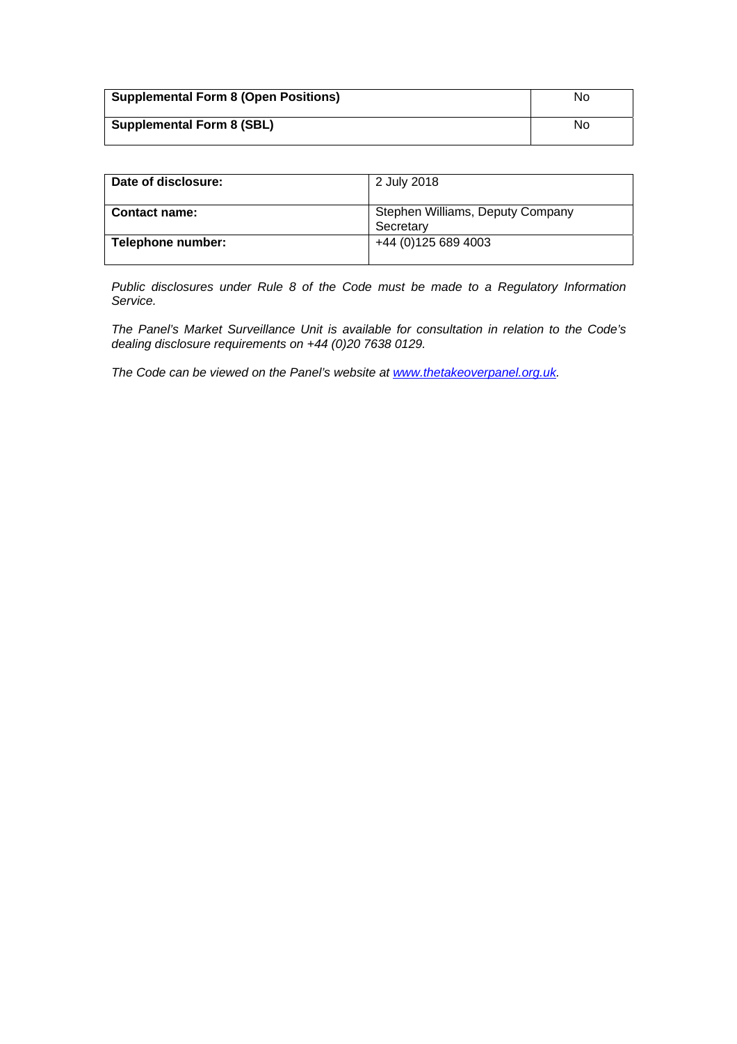| | |
|---|---|
| **Supplemental Form 8 (Open Positions)** | No |
| **Supplemental Form 8 (SBL)** | No |

| | |
|---|---|
| **Date of disclosure:** | 2 July 2018 |
| **Contact name:** | Stephen Williams, Deputy Company Secretary |
| **Telephone number:** | +44 (0)125 689 4003 |

*Public disclosures under Rule 8 of the Code must be made to a Regulatory Information Service.*

*The Panel's Market Surveillance Unit is available for consultation in relation to the Code's dealing disclosure requirements on +44 (0)20 7638 0129.*

*The Code can be viewed on the Panel's website at www.thetakeoverpanel.org.uk.*